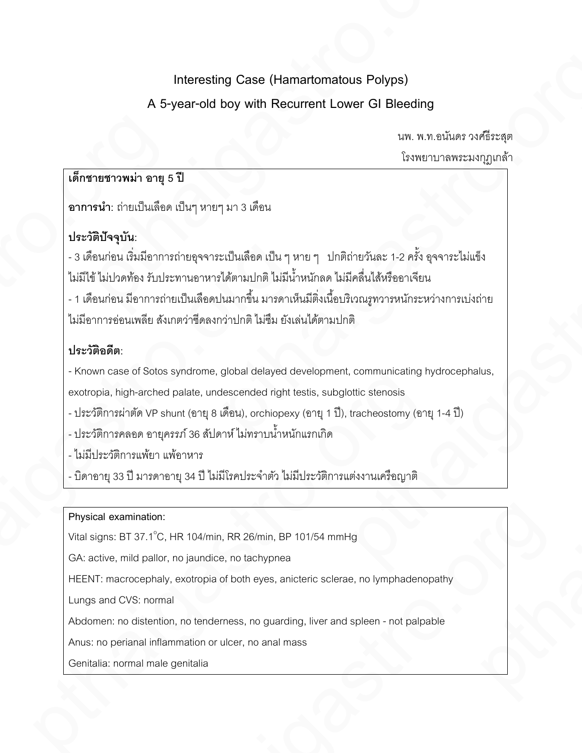# Interesting Case (Hamartomatous Polyps)

## A 5-year-old boy with Recurrent Lower GI Bleeding

นพ. พ.ท.อนันดร วงศ์ธีระสุต

โรงพยาบาลพระมงกุฎเกล้า

**เด็กชายชาวพม่า อายุ 5 ปี**

**อาการนำ**: ถ่ายเป็นเลือด เป็นๆ หายๆ มา 3 เดือน

**ประวัติปัจจุบัน**:

- 3 เดือนก่อน เริ่มมีอาการถ่ายอุจจาระเป็นเลือด เป็น ๆ หาย ๆ ปกติถ่ายวันละ 1-2 ครั้ง อุจจาระไม่แข็ง ไม่มีไข้ ไม่ปวดท้อง รับประทานอาหารได้ตามปกติ ไม่มีน้ำหนักลด ไม่มีคลื่นไส้หรืออาเจียน
- 1 เดือนก่อน มีอาการถ่ายเป็นเลือดปนมากขึ้น มารดาเห็นมีติ่งเนื้อบริเวณรูทวารหนักระหว่างการเบ่งถ่าย ไม่มีอาการอ่อนเพลีย สังเกตว่าซีดลงกว่าปกติ ไม่ซึม ยังเล่นได้ตามปกติ

**ประวัติอดีต**:

- Known case of Sotos syndrome, global delayed development, communicating hydrocephalus, exotropia, high-arched palate, undescended right testis, subglottic stenosis
- ประวัติการผ่าตัด VP shunt (อายุ 8 เดือน), orchiopexy (อายุ 1 ปี), tracheostomy (อายุ 1-4 ปี)
- ประวัติการคลอด อายุครรภ์ 36 สัปดาห์ ไม่ทราบน้ำหนักแรกเกิด
- ไม่มีประวัติการแพ้ยา แพ้อาหาร
- บิดาอายุ 33 ปี มารดาอายุ 34 ปี ไม่มีโรคประจำตัว ไม่มีประวัติการแต่งงานเครือญาติ

**Physical examination:**

Vital signs: BT 37.1°C, HR 104/min, RR 26/min, BP 101/54 mmHg

GA: active, mild pallor, no jaundice, no tachypnea

HEENT: macrocephaly, exotropia of both eyes, anicteric sclerae, no lymphadenopathy

Lungs and CVS: normal

Abdomen: no distention, no tenderness, no guarding, liver and spleen - not palpable

Anus: no perianal inflammation or ulcer, no anal mass

Genitalia: normal male genitalia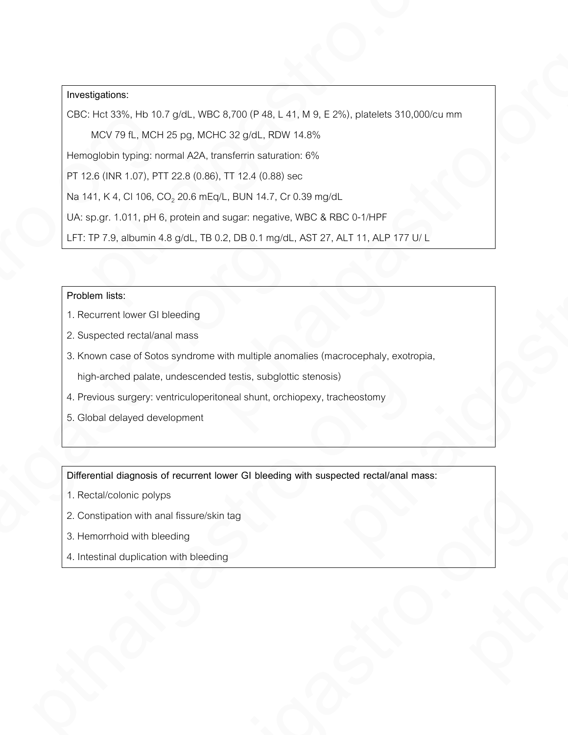**Investigations:**

CBC: Hct 33%, Hb 10.7 g/dL, WBC 8,700 (P 48, L 41, M 9, E 2%), platelets 310,000/cu mm

MCV 79 fL, MCH 25 pg, MCHC 32 g/dL, RDW 14.8%

Hemoglobin typing: normal A2A, transferrin saturation: 6%

PT 12.6 (INR 1.07), PTT 22.8 (0.86), TT 12.4 (0.88) sec

Na 141, K 4, Cl 106, $CO_2$ 20.6 mEq/L, BUN 14.7, Cr 0.39 mg/dL

UA: sp.gr. 1.011, pH 6, protein and sugar: negative, WBC & RBC 0-1/HPF

LFT: TP 7.9, albumin 4.8 g/dL, TB 0.2, DB 0.1 mg/dL, AST 27, ALT 11, ALP 177 U/ L

**Problem lists:**

1. Recurrent lower GI bleeding
2. Suspected rectal/anal mass
3. Known case of Sotos syndrome with multiple anomalies (macrocephaly, exotropia, high-arched palate, undescended testis, subglottic stenosis)
4. Previous surgery: ventriculoperitoneal shunt, orchiopexy, tracheostomy
5. Global delayed development

**Differential diagnosis of recurrent lower GI bleeding with suspected rectal/anal mass:**

1. Rectal/colonic polyps
2. Constipation with anal fissure/skin tag
3. Hemorrhoid with bleeding
4. Intestinal duplication with bleeding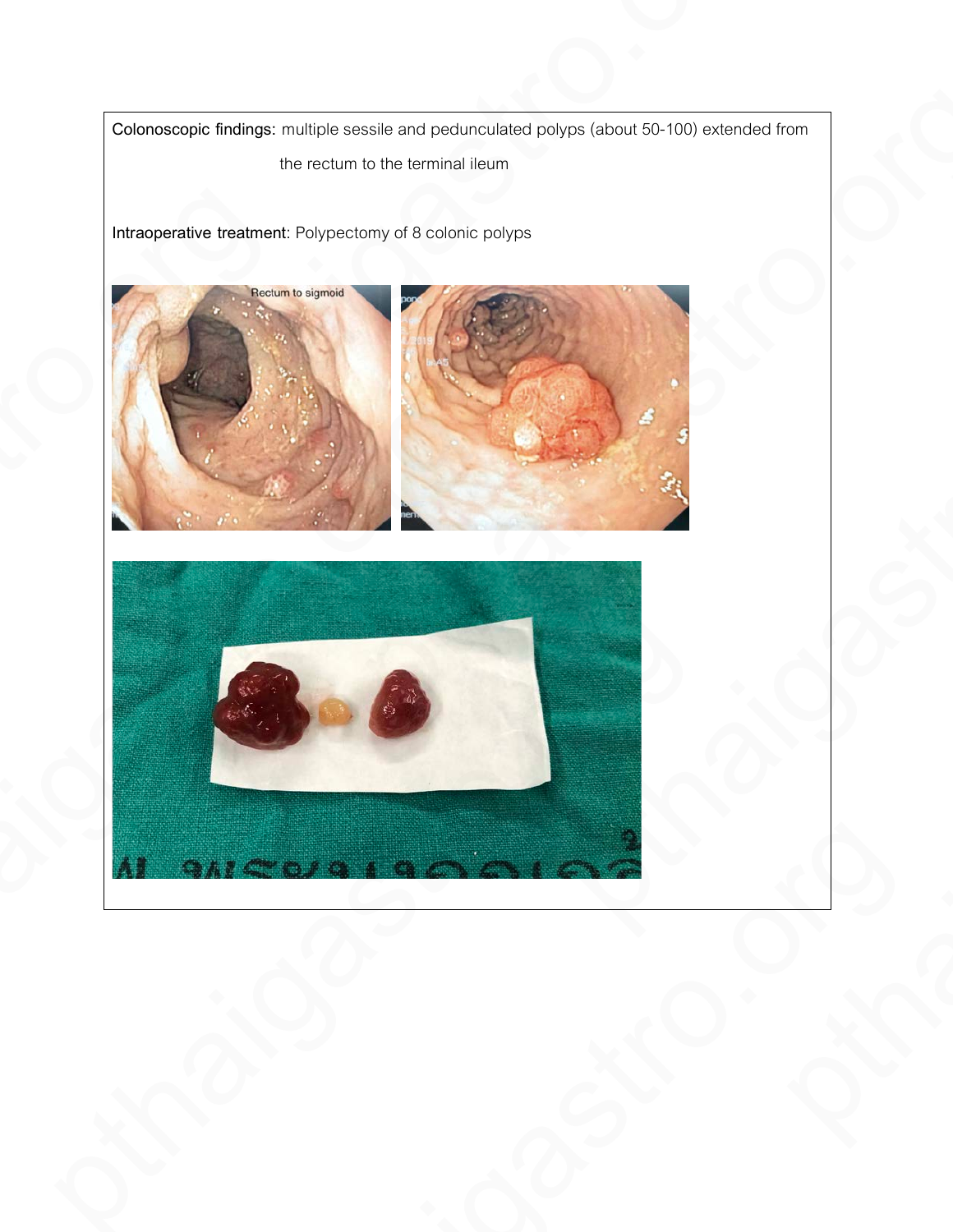**Colonoscopic findings:** multiple sessile and pedunculated polyps (about 50-100) extended from the rectum to the terminal ileum

**Intraoperative treatment**: Polypectomy of 8 colonic polyps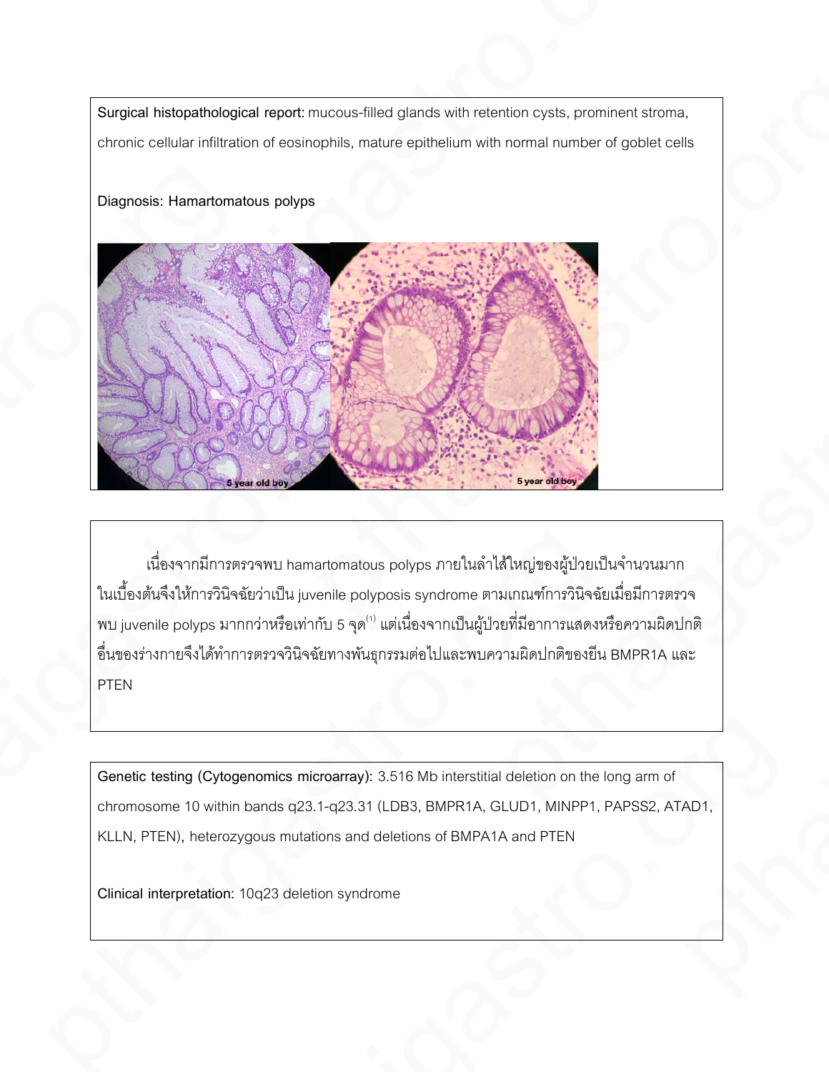**Surgical histopathological report:** mucous-filled glands with retention cysts, prominent stroma, chronic cellular infiltration of eosinophils, mature epithelium with normal number of goblet cells

**Diagnosis:** Hamartomatous polyps

เนื่องจากมีการตรวจพบ hamartomatous polyps ภายในลำไส้ใหญ่ของผู้ป่วยเป็นจำนวนมาก ในเบื้องต้นจึงให้การวินิจฉัยว่าเป็น juvenile polyposis syndrome ตามเกณฑ์การวินิจฉัยเมื่อมีการตรวจพบ juvenile polyps มากกว่าหรือเท่ากับ 5 จุด[1] แต่เนื่องจากเป็นผู้ป่วยที่มีอาการแสดงหรือความผิดปกติอื่นของร่างกายจึงได้ทำการตรวจวินิจฉัยทางพันธุกรรมต่อไปและพบความผิดปกติของยีน BMPR1A และ PTEN

**Genetic testing (Cytogenomics microarray):** 3.516 Mb interstitial deletion on the long arm of chromosome 10 within bands q23.1-q23.31 (LDB3, BMPR1A, GLUD1, MINPP1, PAPSS2, ATAD1, KLLN, PTEN), heterozygous mutations and deletions of BMPA1A and PTEN

**Clinical interpretation:** 10q23 deletion syndrome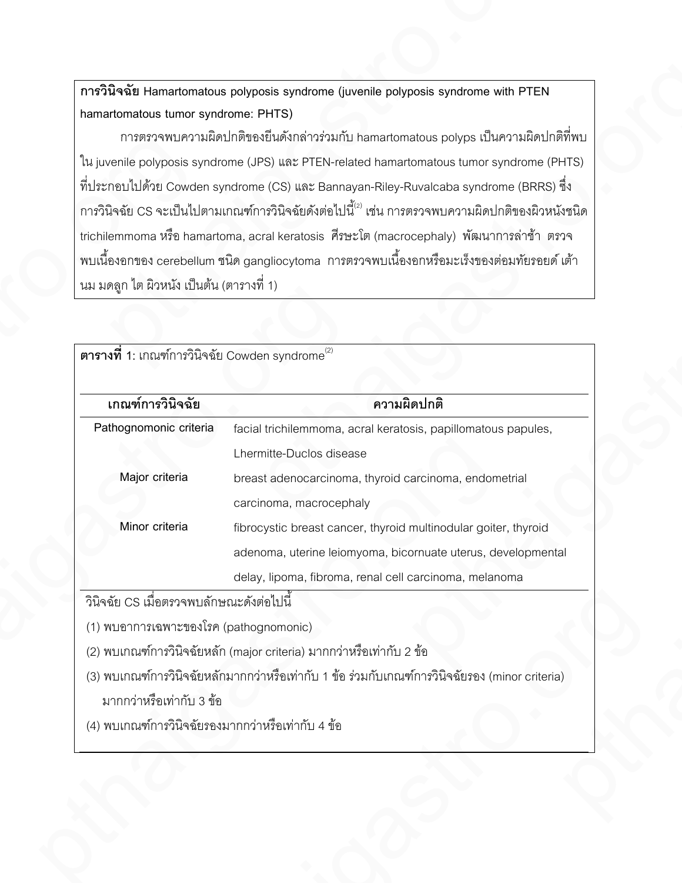**การวินิจฉัย** Hamartomatous polyposis syndrome (juvenile polyposis syndrome with PTEN hamartomatous tumor syndrome: PHTS)

การตรวจพบความผิดปกติของยีนดังกล่าวร่วมกับ hamartomatous polyps เป็นความผิดปกติที่พบใน juvenile polyposis syndrome (JPS) และ PTEN-related hamartomatous tumor syndrome (PHTS) ที่ประกอบไปด้วย Cowden syndrome (CS) และ Bannayan-Riley-Ruvalcaba syndrome (BRRS) ซึ่งการวินิจฉัย CS จะเป็นไปตามเกณฑ์การวินิจฉัยดังต่อไปนี้[2] เช่น การตรวจพบความผิดปกติของผิวหนังชนิด trichilemmoma หรือ hamartoma, acral keratosis ศีรษะโต (macrocephaly) พัฒนาการล่าช้า ตรวจพบเนื้องอกของ cerebellum ชนิด gangliocytoma การตรวจพบเนื้องอกหรือมะเร็งของต่อมทัยรอยด์ เต้านม มดลูก ไต ผิวหนัง เป็นต้น (ตารางที่ 1)

**ตารางที่ 1**: เกณฑ์การวินิจฉัย Cowden syndrome[2]

| เกณฑ์การวินิจฉัย | ความผิดปกติ |
|---|---|
| Pathognomonic criteria | facial trichilemmoma, acral keratosis, papillomatous papules, Lhermitte-Duclos disease |
| Major criteria | breast adenocarcinoma, thyroid carcinoma, endometrial carcinoma, macrocephaly |
| Minor criteria | fibrocystic breast cancer, thyroid multinodular goiter, thyroid adenoma, uterine leiomyoma, bicornuate uterus, developmental delay, lipoma, fibroma, renal cell carcinoma, melanoma |

วินิจฉัย CS เมื่อตรวจพบลักษณะดังต่อไปนี้

(1) พบอาการเฉพาะของโรค (pathognomonic)

(2) พบเกณฑ์การวินิจฉัยหลัก (major criteria) มากกว่าหรือเท่ากับ 2 ข้อ

(3) พบเกณฑ์การวินิจฉัยหลักมากกว่าหรือเท่ากับ 1 ข้อ ร่วมกับเกณฑ์การวินิจฉัยรอง (minor criteria) มากกว่าหรือเท่ากับ 3 ข้อ

(4) พบเกณฑ์การวินิจฉัยรองมากกว่าหรือเท่ากับ 4 ข้อ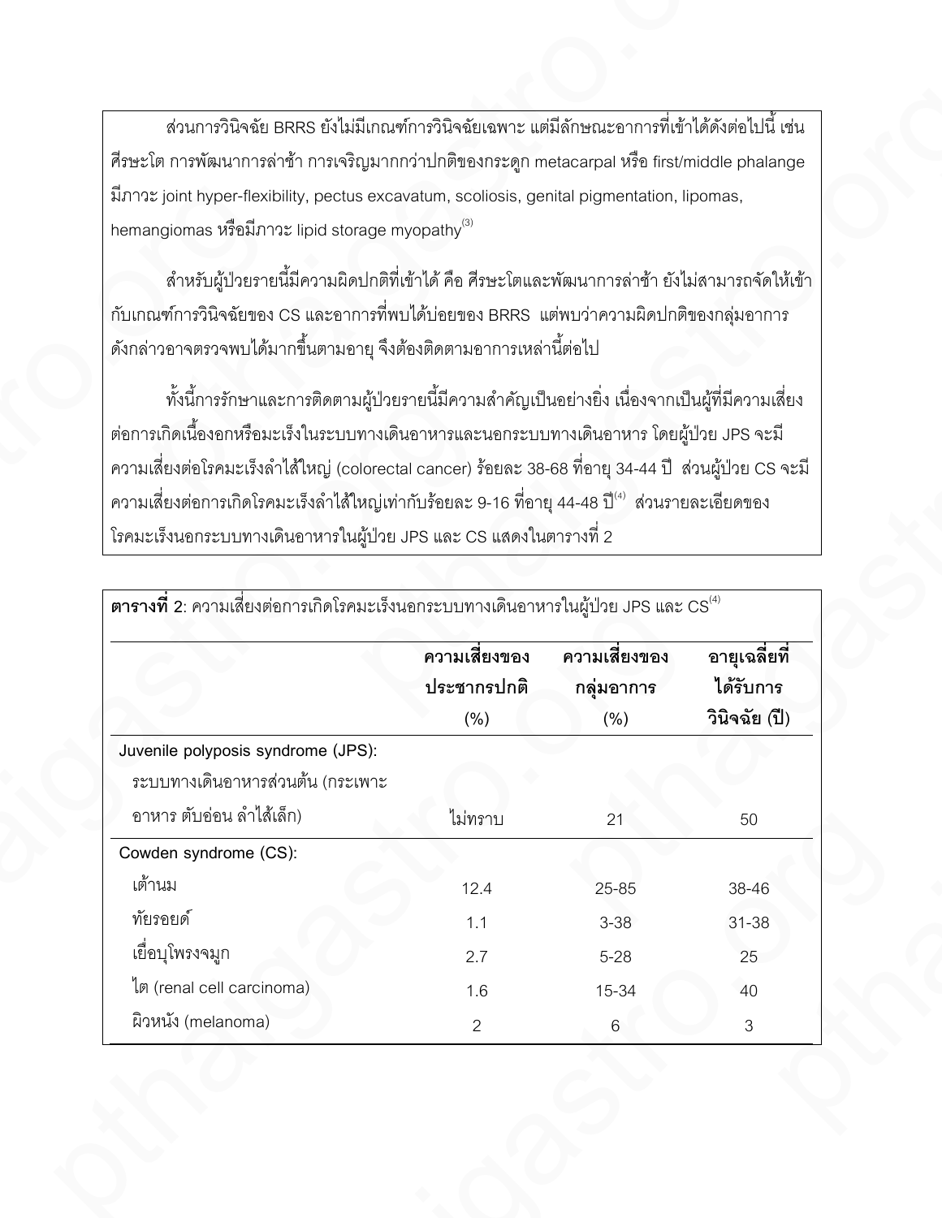ส่วนการวินิจฉัย BRRS ยังไม่มีเกณฑ์การวินิจฉัยเฉพาะ แต่มีลักษณะอาการที่เข้าได้ดังต่อไปนี้ เช่น ศีรษะโต การพัฒนาการล่าช้า การเจริญมากกว่าปกติของกระดูก metacarpal หรือ first/middle phalange มีภาวะ joint hyper-flexibility, pectus excavatum, scoliosis, genital pigmentation, lipomas, hemangiomas หรือมีภาวะ lipid storage myopathy[3]

สำหรับผู้ป่วยรายนี้มีความผิดปกติที่เข้าได้ คือ ศีรษะโตและพัฒนาการล่าช้า ยังไม่สามารถจัดให้เข้ากับเกณฑ์การวินิจฉัยของ CS และอาการที่พบได้บ่อยของ BRRS แต่พบว่าความผิดปกติของกลุ่มอาการดังกล่าวอาจตรวจพบได้มากขึ้นตามอายุ จึงต้องติดตามอาการเหล่านี้ต่อไป

ทั้งนี้การรักษาและการติดตามผู้ป่วยรายนี้มีความสำคัญเป็นอย่างยิ่ง เนื่องจากเป็นผู้ที่มีความเสี่ยงต่อการเกิดเนื้องอกหรือมะเร็งในระบบทางเดินอาหารและนอกระบบทางเดินอาหาร โดยผู้ป่วย JPS จะมีความเสี่ยงต่อโรคมะเร็งลำไส้ใหญ่ (colorectal cancer) ร้อยละ 38-68 ที่อายุ 34-44 ปี ส่วนผู้ป่วย CS จะมีความเสี่ยงต่อการเกิดโรคมะเร็งลำไส้ใหญ่เท่ากับร้อยละ 9-16 ที่อายุ 44-48 ปี[4] ส่วนรายละเอียดของโรคมะเร็งนอกระบบทางเดินอาหารในผู้ป่วย JPS และ CS แสดงในตารางที่ 2

**ตารางที่** 2: ความเสี่ยงต่อการเกิดโรคมะเร็งนอกระบบทางเดินอาหารในผู้ป่วย JPS และ CS[4]

| | **ความเสี่ยงของประชากรปกติ (%)** | **ความเสี่ยงของกลุ่มอาการ (%)** | **อายุเฉลี่ยที่ได้รับการวินิจฉัย (ปี)** |
|---|---|---|---|
| Juvenile polyposis syndrome (JPS): | | | |
| ระบบทางเดินอาหารส่วนต้น (กระเพาะอาหาร ตับอ่อน ลำไส้เล็ก) | ไม่ทราบ | 21 | 50 |
| Cowden syndrome (CS): | | | |
| เต้านม | 12.4 | 25-85 | 38-46 |
| ทัยรอยด์ | 1.1 | 3-38 | 31-38 |
| เยื่อบุโพรงจมูก | 2.7 | 5-28 | 25 |
| ไต (renal cell carcinoma) | 1.6 | 15-34 | 40 |
| ผิวหนัง (melanoma) | 2 | 6 | 3 |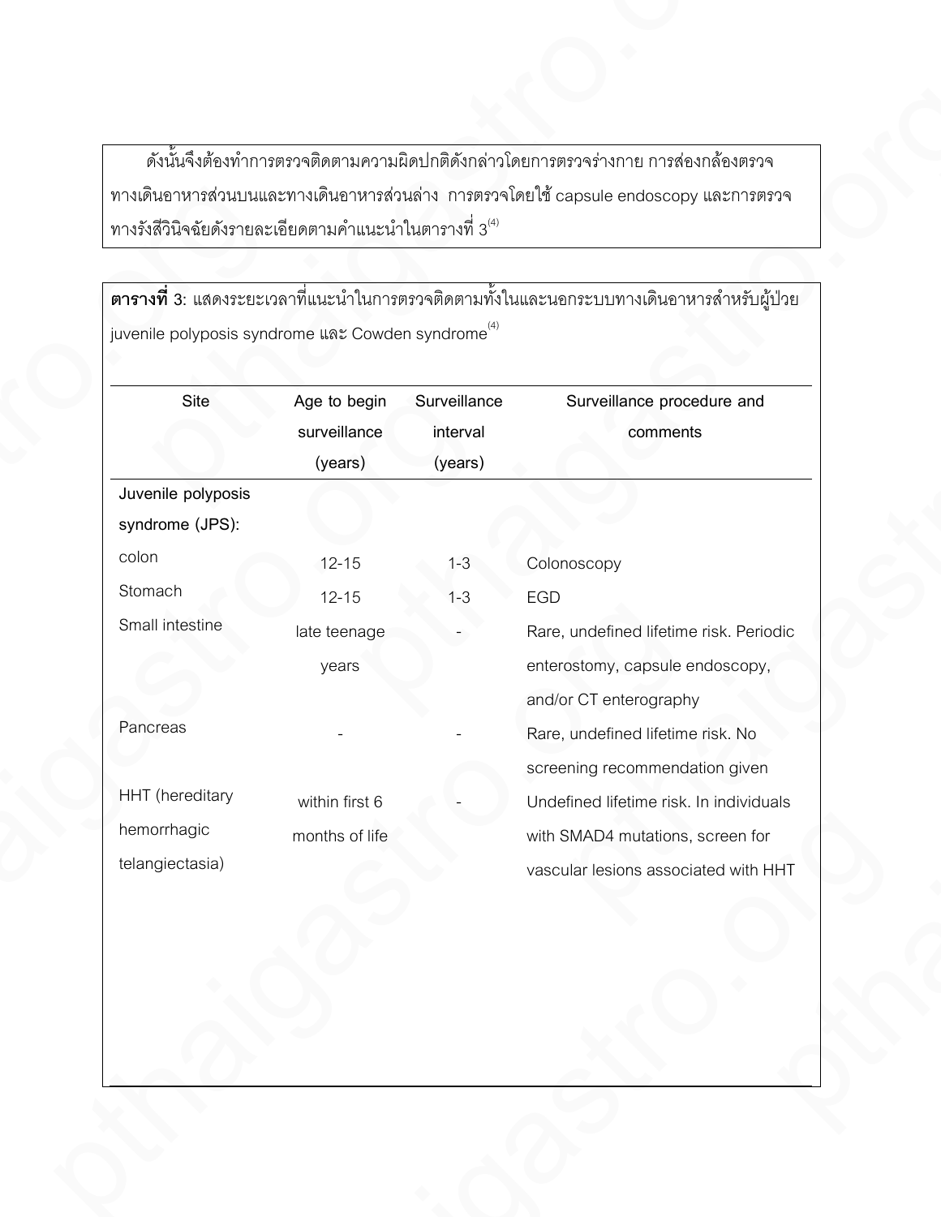ดังนั้นจึงต้องทำการตรวจติดตามความผิดปกติดังกล่าวโดยการตรวจร่างกาย การส่องกล้องตรวจทางเดินอาหารส่วนบนและทางเดินอาหารส่วนล่าง การตรวจโดยใช้ capsule endoscopy และการตรวจทางรังสีวินิจฉัยดังรายละเอียดตามคำแนะนำในตารางที่ 3[4]

**ตารางที่** 3: แสดงระยะเวลาที่แนะนำในการตรวจติดตามทั้งในและนอกระบบทางเดินอาหารสำหรับผู้ป่วย juvenile polyposis syndrome และ Cowden syndrome[4]

| Site | Age to begin surveillance (years) | Surveillance interval (years) | Surveillance procedure and comments |
|---|---|---|---|
| Juvenile polyposis syndrome (JPS): | | | |
| colon | 12-15 | 1-3 | Colonoscopy |
| Stomach | 12-15 | 1-3 | EGD |
| Small intestine | late teenage years | - | Rare, undefined lifetime risk. Periodic enterostomy, capsule endoscopy, and/or CT enterography |
| Pancreas | - | - | Rare, undefined lifetime risk. No screening recommendation given |
| HHT (hereditary hemorrhagic telangiectasia) | within first 6 months of life | - | Undefined lifetime risk. In individuals with SMAD4 mutations, screen for vascular lesions associated with HHT |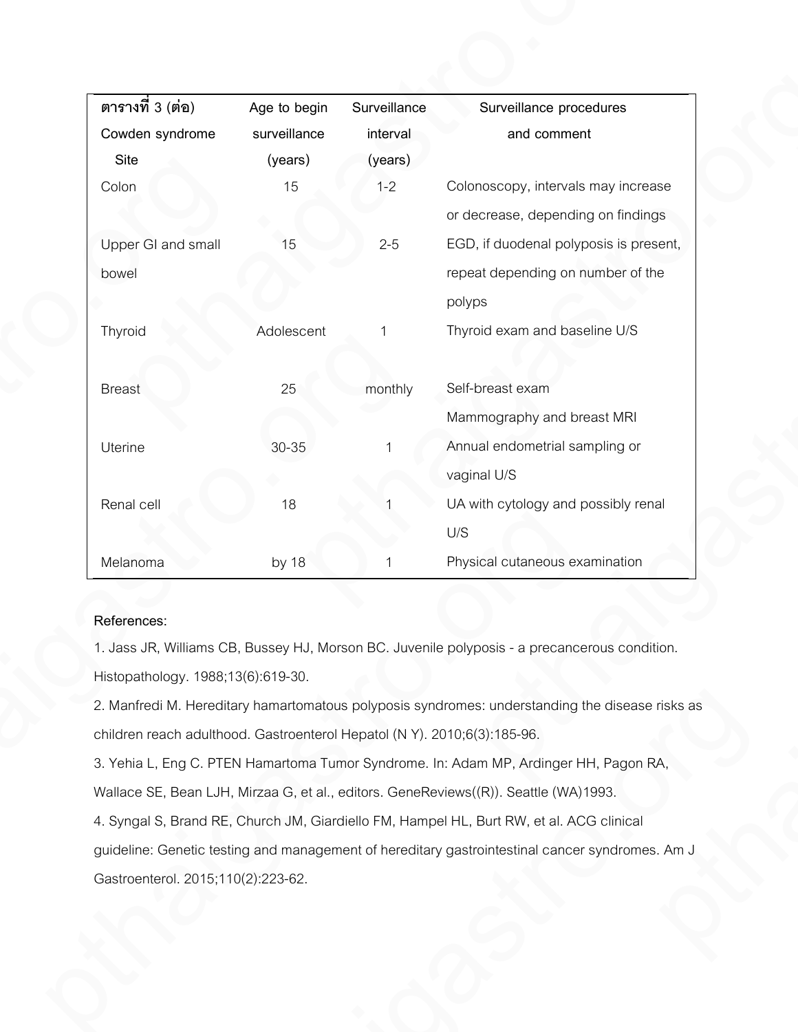| ตารางที่ 3 (ต่อ) Cowden syndrome Site | Age to begin surveillance (years) | Surveillance interval (years) | Surveillance procedures and comment |
|---|---|---|---|
| Colon | 15 | 1-2 | Colonoscopy, intervals may increase or decrease, depending on findings |
| Upper GI and small bowel | 15 | 2-5 | EGD, if duodenal polyposis is present, repeat depending on number of the polyps |
| Thyroid | Adolescent | 1 | Thyroid exam and baseline U/S |
| Breast | 25 | monthly | Self-breast exam<br>Mammography and breast MRI |
| Uterine | 30-35 | 1 | Annual endometrial sampling or vaginal U/S |
| Renal cell | 18 | 1 | UA with cytology and possibly renal U/S |
| Melanoma | by 18 | 1 | Physical cutaneous examination |

**References:**

1. Jass JR, Williams CB, Bussey HJ, Morson BC. Juvenile polyposis - a precancerous condition. Histopathology. 1988;13(6):619-30.
2. Manfredi M. Hereditary hamartomatous polyposis syndromes: understanding the disease risks as children reach adulthood. Gastroenterol Hepatol (N Y). 2010;6(3):185-96.
3. Yehia L, Eng C. PTEN Hamartoma Tumor Syndrome. In: Adam MP, Ardinger HH, Pagon RA, Wallace SE, Bean LJH, Mirzaa G, et al., editors. GeneReviews((R)). Seattle (WA)1993.
4. Syngal S, Brand RE, Church JM, Giardiello FM, Hampel HL, Burt RW, et al. ACG clinical guideline: Genetic testing and management of hereditary gastrointestinal cancer syndromes. Am J Gastroenterol. 2015;110(2):223-62.